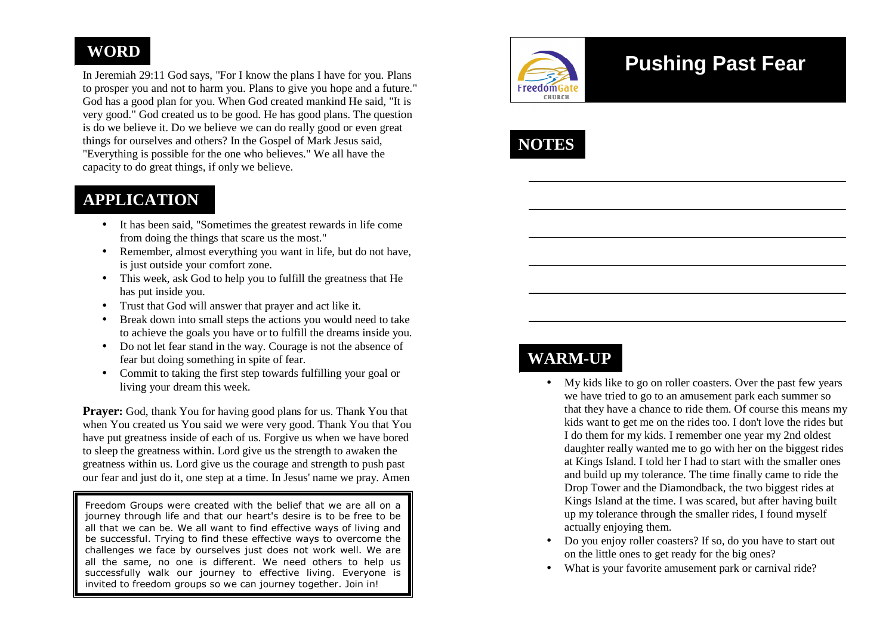## WORD

In Jeremiah 29:11 God says, "For I know the plans I have for you. Plans to prosper you and not to harm you. Plans to give you hope and a future." God has a good plan for you. When God created mankind He said, "It is very good." God created us to be good. He has good plans. The question is do we believe it. Do we believe we can do really good or even great things for ourselves and others? In the Gospel of Mark Jesus said, "Everything is possible for the one who believes." We all have the capacity to do great things, if only we believe.

## APPLICATION

- It has been said, "Sometimes the greatest rewards in life come from doing the things that scare us the most."
- Remember, almost everything you want in life, but do not have, is just outside your comfort zone.
- This week, ask God to help you to fulfill the greatness that He has put inside you.
- Trust that God will answer that prayer and act like it.
- Break down into small steps the actions you would need to take to achieve the goals you have or to fulfill the dreams inside you.
- Do not let fear stand in the way. Courage is not the absence of fear but doing something in spite of fear.
- Commit to taking the first step towards fulfilling your goal or living your dream this week.

**Prayer:** God, thank You for having good plans for us. Thank You that when You created us You said we were very good. Thank You that You have put greatness inside of each of us. Forgive us when we have bored to sleep the greatness within. Lord give us the strength to awaken the greatness within us. Lord give us the courage and strength to push past our fear and just do it, one step at a time. In Jesus' name we pray. Amen

Freedom Groups were created with the belief that we are all on a journey through life and that our heart's desire is to be free to be all that we can be. We all want to find effective ways of living and be successful. Trying to find these effective ways to overcome the challenges we face by ourselves just does not work well. We are all the same, no one is different. We need others to help us successfully walk our journey to effective living. Everyone is invited to freedom groups so we can journey together. Join in!

FreedomGate CHURCH

# Pushing Past Fear

## NOTES

______________________________

______________________________

______________________________

______________________________

______________________________

______________________________

## WARM-UP

- My kids like to go on roller coasters. Over the past few years we have tried to go to an amusement park each summer so that they have a chance to ride them. Of course this means my kids want to get me on the rides too. I don't love the rides but I do them for my kids. I remember one year my 2nd oldest daughter really wanted me to go with her on the biggest rides at Kings Island. I told her I had to start with the smaller ones and build up my tolerance. The time finally came to ride the Drop Tower and the Diamondback, the two biggest rides at Kings Island at the time. I was scared, but after having built up my tolerance through the smaller rides, I found myself actually enjoying them.
- Do you enjoy roller coasters? If so, do you have to start out on the little ones to get ready for the big ones?
- What is your favorite amusement park or carnival ride?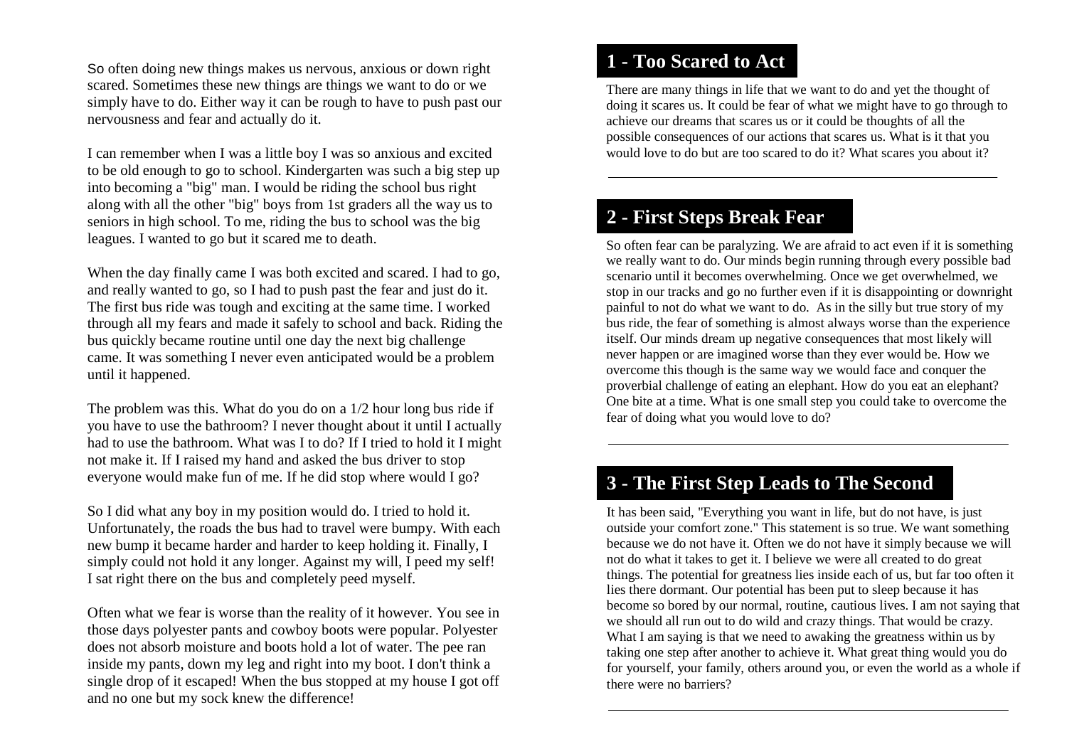So often doing new things makes us nervous, anxious or down right scared. Sometimes these new things are things we want to do or we simply have to do. Either way it can be rough to have to push past our nervousness and fear and actually do it.

I can remember when I was a little boy I was so anxious and excited to be old enough to go to school. Kindergarten was such a big step up into becoming a "big" man. I would be riding the school bus right along with all the other "big" boys from 1st graders all the way us to seniors in high school. To me, riding the bus to school was the big leagues. I wanted to go but it scared me to death.

When the day finally came I was both excited and scared. I had to go, and really wanted to go, so I had to push past the fear and just do it. The first bus ride was tough and exciting at the same time. I worked through all my fears and made it safely to school and back. Riding the bus quickly became routine until one day the next big challenge came. It was something I never even anticipated would be a problem until it happened.

The problem was this. What do you do on a 1/2 hour long bus ride if you have to use the bathroom? I never thought about it until I actually had to use the bathroom. What was I to do? If I tried to hold it I might not make it. If I raised my hand and asked the bus driver to stop everyone would make fun of me. If he did stop where would I go?

So I did what any boy in my position would do. I tried to hold it. Unfortunately, the roads the bus had to travel were bumpy. With each new bump it became harder and harder to keep holding it. Finally, I simply could not hold it any longer. Against my will, I peed my self! I sat right there on the bus and completely peed myself.

Often what we fear is worse than the reality of it however. You see in those days polyester pants and cowboy boots were popular. Polyester does not absorb moisture and boots hold a lot of water. The pee ran inside my pants, down my leg and right into my boot. I don't think a single drop of it escaped! When the bus stopped at my house I got off and no one but my sock knew the difference!

## 1 - Too Scared to Act

There are many things in life that we want to do and yet the thought of doing it scares us. It could be fear of what we might have to go through to achieve our dreams that scares us or it could be thoughts of all the possible consequences of our actions that scares us. What is it that you would love to do but are too scared to do it? What scares you about it?

______________________________________________

## 2 - First Steps Break Fear

So often fear can be paralyzing. We are afraid to act even if it is something we really want to do. Our minds begin running through every possible bad scenario until it becomes overwhelming. Once we get overwhelmed, we stop in our tracks and go no further even if it is disappointing or downright painful to not do what we want to do. As in the silly but true story of my bus ride, the fear of something is almost always worse than the experience itself. Our minds dream up negative consequences that most likely will never happen or are imagined worse than they ever would be. How we overcome this though is the same way we would face and conquer the proverbial challenge of eating an elephant. How do you eat an elephant? One bite at a time. What is one small step you could take to overcome the fear of doing what you would love to do?

______________________________________________

## 3 - The First Step Leads to The Second

It has been said, "Everything you want in life, but do not have, is just outside your comfort zone." This statement is so true. We want something because we do not have it. Often we do not have it simply because we will not do what it takes to get it. I believe we were all created to do great things. The potential for greatness lies inside each of us, but far too often it lies there dormant. Our potential has been put to sleep because it has become so bored by our normal, routine, cautious lives. I am not saying that we should all run out to do wild and crazy things. That would be crazy. What I am saying is that we need to awaking the greatness within us by taking one step after another to achieve it. What great thing would you do for yourself, your family, others around you, or even the world as a whole if there were no barriers?

______________________________________________